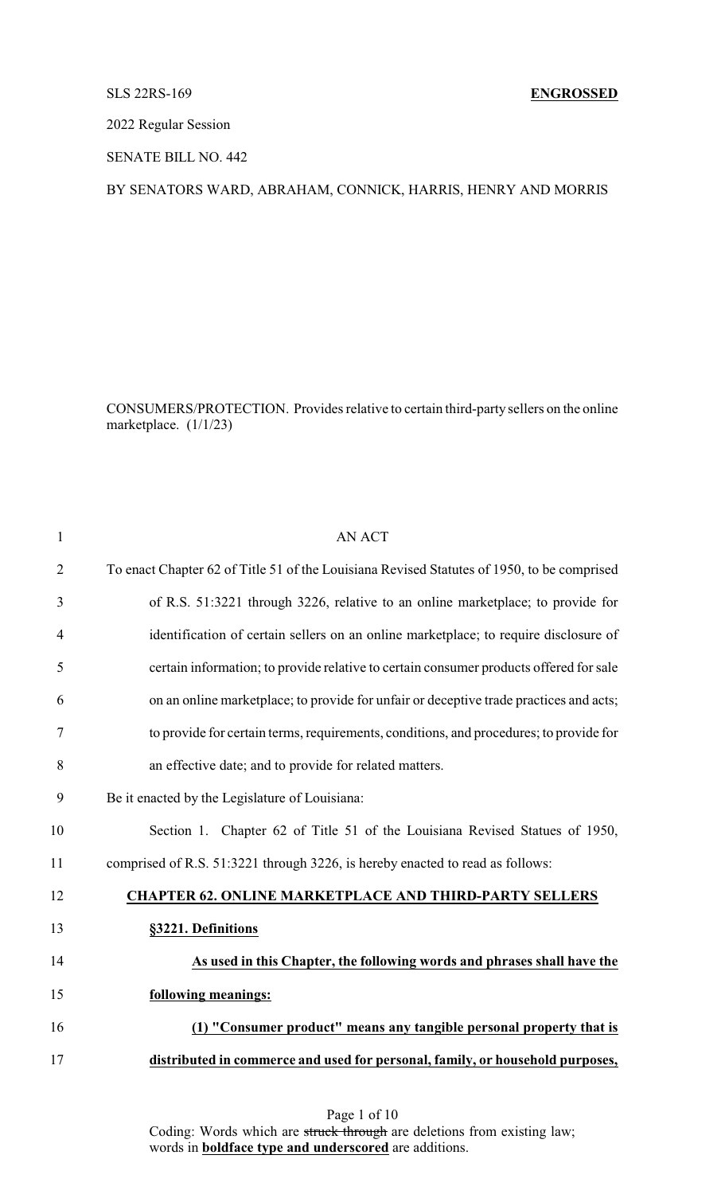SLS 22RS-169 **ENGROSSED**

2022 Regular Session

SENATE BILL NO. 442

BY SENATORS WARD, ABRAHAM, CONNICK, HARRIS, HENRY AND MORRIS

CONSUMERS/PROTECTION. Provides relative to certain third-party sellers on the online marketplace. (1/1/23)

AN ACT

To enact Chapter 62 of Title 51 of the Louisiana Revised Statutes of 1950, to be comprised of R.S. 51:3221 through 3226, relative to an online marketplace; to provide for identification of certain sellers on an online marketplace; to require disclosure of certain information; to provide relative to certain consumer products offered for sale on an online marketplace; to provide for unfair or deceptive trade practices and acts; to provide for certain terms, requirements, conditions, and procedures; to provide for an effective date; and to provide for related matters.

Be it enacted by the Legislature of Louisiana:

Section 1. Chapter 62 of Title 51 of the Louisiana Revised Statues of 1950, comprised of R.S. 51:3221 through 3226, is hereby enacted to read as follows:

**CHAPTER 62. ONLINE MARKETPLACE AND THIRD-PARTY SELLERS**

**§3221. Definitions**

**As used in this Chapter, the following words and phrases shall have the following meanings:**

**(1) "Consumer product" means any tangible personal property that is distributed in commerce and used for personal, family, or household purposes,**

Coding: Words which are ~~struck through~~ are deletions from existing law; words in **boldface type and underscored** are additions.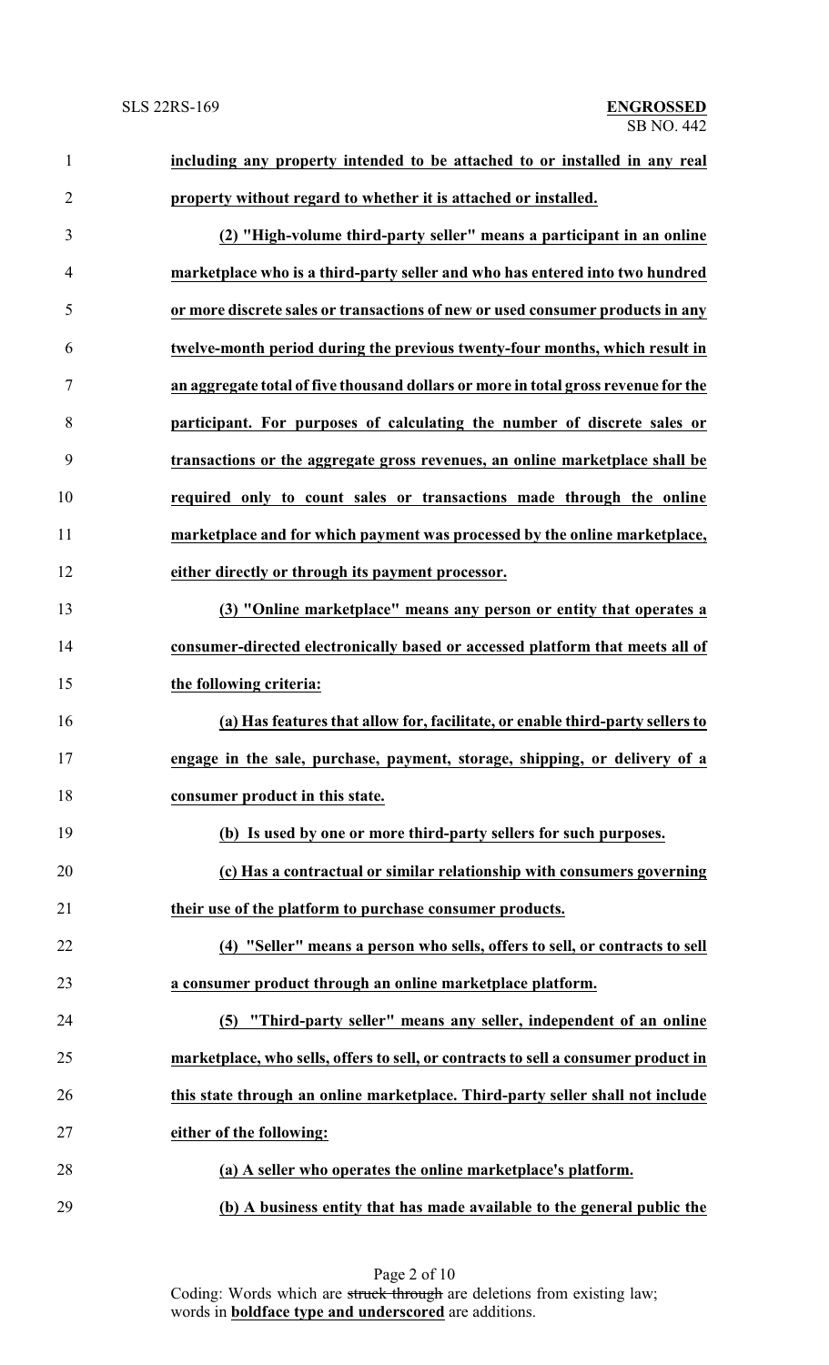**including any property intended to be attached to or installed in any real property without regard to whether it is attached or installed.**

**(2) "High-volume third-party seller" means a participant in an online marketplace who is a third-party seller and who has entered into two hundred or more discrete sales or transactions of new or used consumer products in any twelve-month period during the previous twenty-four months, which result in an aggregate total of five thousand dollars or more in total gross revenue for the participant. For purposes of calculating the number of discrete sales or transactions or the aggregate gross revenues, an online marketplace shall be required only to count sales or transactions made through the online marketplace and for which payment was processed by the online marketplace, either directly or through its payment processor.**

**(3) "Online marketplace" means any person or entity that operates a consumer-directed electronically based or accessed platform that meets all of the following criteria:**

**(a) Has features that allow for, facilitate, or enable third-party sellers to engage in the sale, purchase, payment, storage, shipping, or delivery of a consumer product in this state.**

**(b) Is used by one or more third-party sellers for such purposes.**

**(c) Has a contractual or similar relationship with consumers governing their use of the platform to purchase consumer products.**

**(4) "Seller" means a person who sells, offers to sell, or contracts to sell a consumer product through an online marketplace platform.**

**(5) "Third-party seller" means any seller, independent of an online marketplace, who sells, offers to sell, or contracts to sell a consumer product in this state through an online marketplace. Third-party seller shall not include either of the following:**

**(a) A seller who operates the online marketplace's platform.**

**(b) A business entity that has made available to the general public the**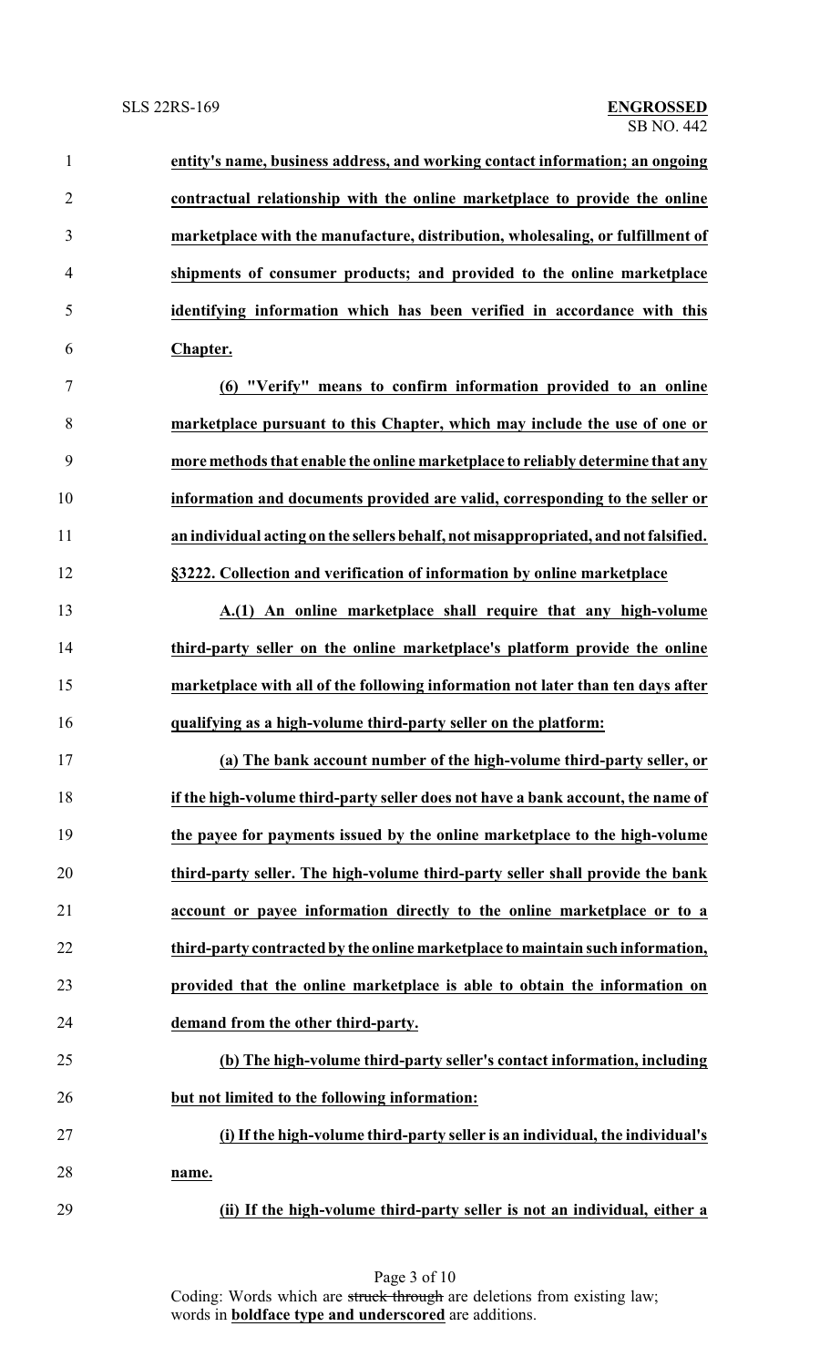**entity's name, business address, and working contact information; an ongoing contractual relationship with the online marketplace to provide the online marketplace with the manufacture, distribution, wholesaling, or fulfillment of shipments of consumer products; and provided to the online marketplace identifying information which has been verified in accordance with this Chapter.**

**(6) "Verify" means to confirm information provided to an online marketplace pursuant to this Chapter, which may include the use of one or more methods that enable the online marketplace to reliably determine that any information and documents provided are valid, corresponding to the seller or an individual acting on the sellers behalf, not misappropriated, and not falsified.**

**§3222. Collection and verification of information by online marketplace**

**A.(1) An online marketplace shall require that any high-volume third-party seller on the online marketplace's platform provide the online marketplace with all of the following information not later than ten days after qualifying as a high-volume third-party seller on the platform:**

**(a) The bank account number of the high-volume third-party seller, or if the high-volume third-party seller does not have a bank account, the name of the payee for payments issued by the online marketplace to the high-volume third-party seller. The high-volume third-party seller shall provide the bank account or payee information directly to the online marketplace or to a third-party contracted by the online marketplace to maintain such information, provided that the online marketplace is able to obtain the information on demand from the other third-party.**

**(b) The high-volume third-party seller's contact information, including but not limited to the following information:**

**(i) If the high-volume third-party seller is an individual, the individual's name.**

**(ii) If the high-volume third-party seller is not an individual, either a**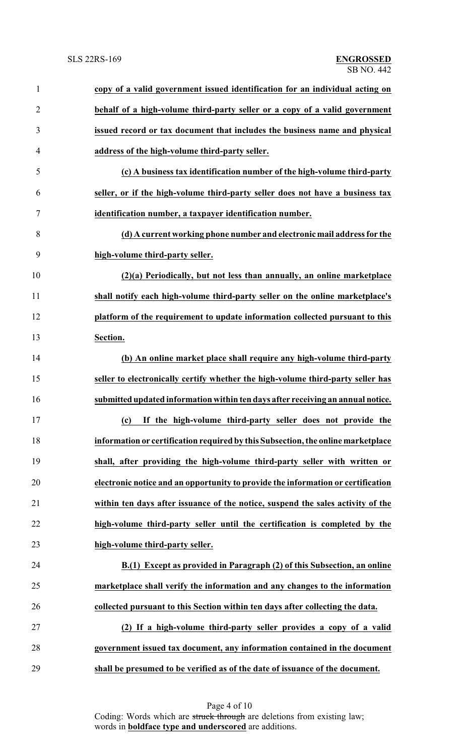**copy of a valid government issued identification for an individual acting on behalf of a high-volume third-party seller or a copy of a valid government issued record or tax document that includes the business name and physical address of the high-volume third-party seller.**

**(c) A business tax identification number of the high-volume third-party seller, or if the high-volume third-party seller does not have a business tax identification number, a taxpayer identification number.**

**(d) A current working phone number and electronic mail address for the high-volume third-party seller.**

**(2)(a) Periodically, but not less than annually, an online marketplace shall notify each high-volume third-party seller on the online marketplace's platform of the requirement to update information collected pursuant to this Section.**

**(b) An online market place shall require any high-volume third-party seller to electronically certify whether the high-volume third-party seller has submitted updated information within ten days after receiving an annual notice.**

**(c) If the high-volume third-party seller does not provide the information or certification required by this Subsection, the online marketplace shall, after providing the high-volume third-party seller with written or electronic notice and an opportunity to provide the information or certification within ten days after issuance of the notice, suspend the sales activity of the high-volume third-party seller until the certification is completed by the high-volume third-party seller.**

**B.(1) Except as provided in Paragraph (2) of this Subsection, an online marketplace shall verify the information and any changes to the information collected pursuant to this Section within ten days after collecting the data.**

**(2) If a high-volume third-party seller provides a copy of a valid government issued tax document, any information contained in the document shall be presumed to be verified as of the date of issuance of the document.**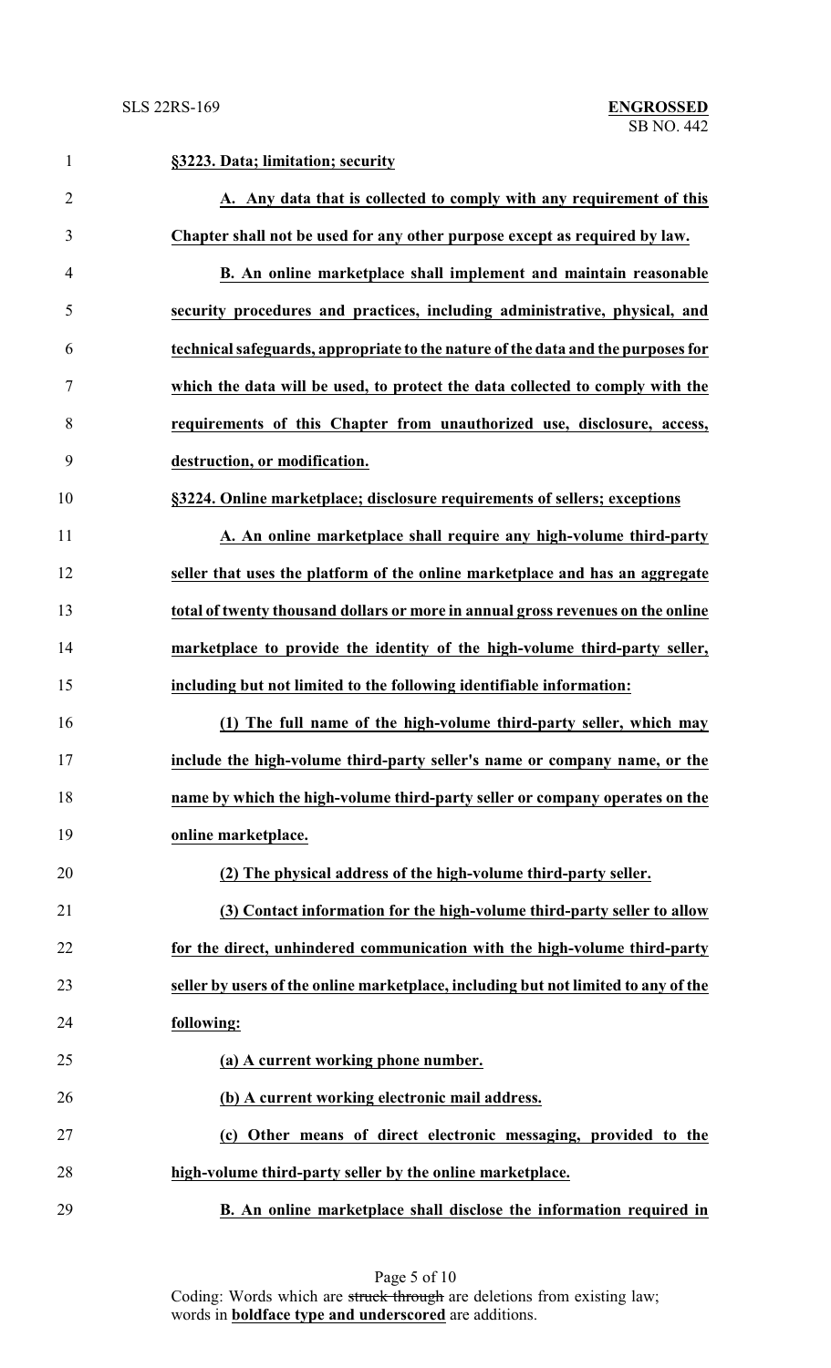**§3223. Data; limitation; security**

**A. Any data that is collected to comply with any requirement of this Chapter shall not be used for any other purpose except as required by law.**

**B. An online marketplace shall implement and maintain reasonable security procedures and practices, including administrative, physical, and technical safeguards, appropriate to the nature of the data and the purposes for which the data will be used, to protect the data collected to comply with the requirements of this Chapter from unauthorized use, disclosure, access, destruction, or modification.**

**§3224. Online marketplace; disclosure requirements of sellers; exceptions**

**A. An online marketplace shall require any high-volume third-party seller that uses the platform of the online marketplace and has an aggregate total of twenty thousand dollars or more in annual gross revenues on the online marketplace to provide the identity of the high-volume third-party seller, including but not limited to the following identifiable information:**

**(1) The full name of the high-volume third-party seller, which may include the high-volume third-party seller's name or company name, or the name by which the high-volume third-party seller or company operates on the online marketplace.**

**(2) The physical address of the high-volume third-party seller.**

**(3) Contact information for the high-volume third-party seller to allow for the direct, unhindered communication with the high-volume third-party seller by users of the online marketplace, including but not limited to any of the following:**

**(a) A current working phone number.**

**(b) A current working electronic mail address.**

**(c) Other means of direct electronic messaging, provided to the high-volume third-party seller by the online marketplace.**

**B. An online marketplace shall disclose the information required in**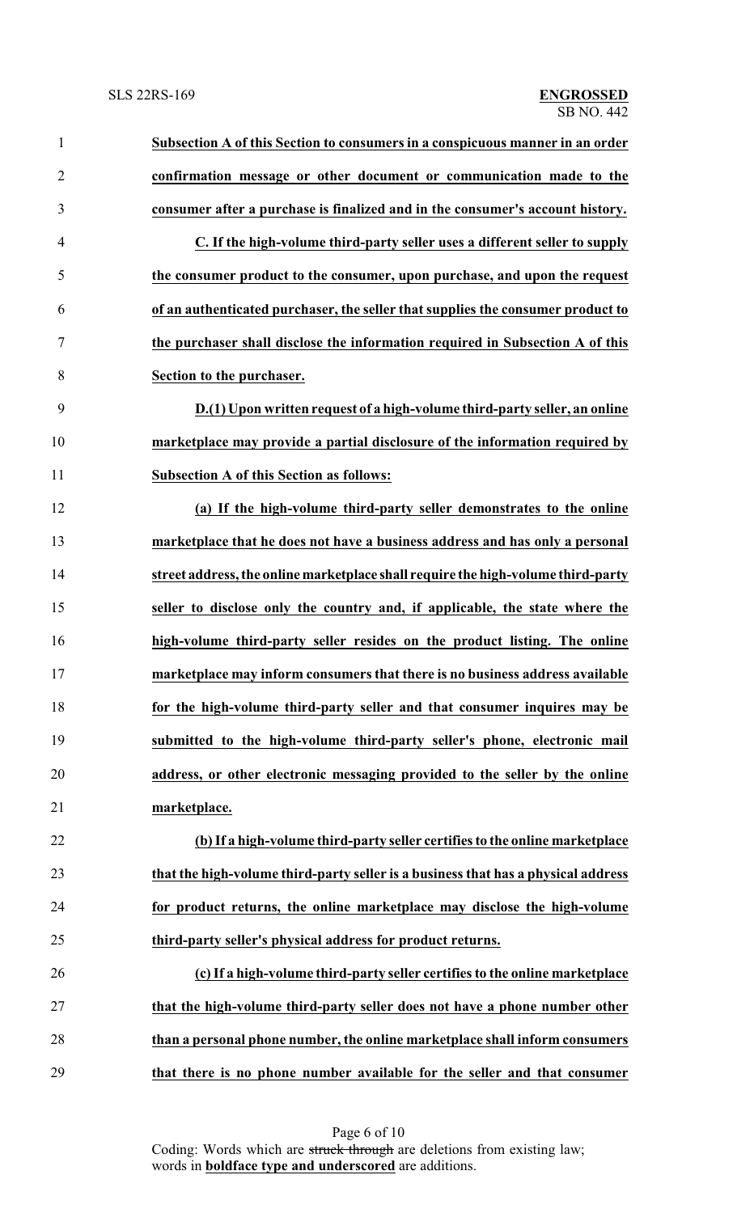**Subsection A of this Section to consumers in a conspicuous manner in an order confirmation message or other document or communication made to the consumer after a purchase is finalized and in the consumer's account history.**

**C. If the high-volume third-party seller uses a different seller to supply the consumer product to the consumer, upon purchase, and upon the request of an authenticated purchaser, the seller that supplies the consumer product to the purchaser shall disclose the information required in Subsection A of this Section to the purchaser.**

**D.(1) Upon written request of a high-volume third-party seller, an online marketplace may provide a partial disclosure of the information required by Subsection A of this Section as follows:**

**(a) If the high-volume third-party seller demonstrates to the online marketplace that he does not have a business address and has only a personal street address, the online marketplace shall require the high-volume third-party seller to disclose only the country and, if applicable, the state where the high-volume third-party seller resides on the product listing. The online marketplace may inform consumers that there is no business address available for the high-volume third-party seller and that consumer inquires may be submitted to the high-volume third-party seller's phone, electronic mail address, or other electronic messaging provided to the seller by the online marketplace.**

**(b) If a high-volume third-party seller certifies to the online marketplace that the high-volume third-party seller is a business that has a physical address for product returns, the online marketplace may disclose the high-volume third-party seller's physical address for product returns.**

**(c) If a high-volume third-party seller certifies to the online marketplace that the high-volume third-party seller does not have a phone number other than a personal phone number, the online marketplace shall inform consumers that there is no phone number available for the seller and that consumer**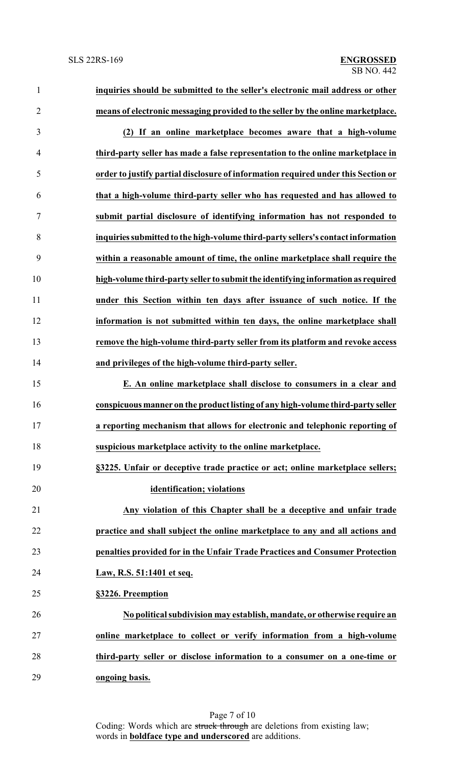**inquiries should be submitted to the seller's electronic mail address or other means of electronic messaging provided to the seller by the online marketplace.**

**(2) If an online marketplace becomes aware that a high-volume third-party seller has made a false representation to the online marketplace in order to justify partial disclosure of information required under this Section or that a high-volume third-party seller who has requested and has allowed to submit partial disclosure of identifying information has not responded to inquiries submitted to the high-volume third-party sellers's contact information within a reasonable amount of time, the online marketplace shall require the high-volume third-party seller to submit the identifying information as required under this Section within ten days after issuance of such notice. If the information is not submitted within ten days, the online marketplace shall remove the high-volume third-party seller from its platform and revoke access and privileges of the high-volume third-party seller.**

**E. An online marketplace shall disclose to consumers in a clear and conspicuous manner on the product listing of any high-volume third-party seller a reporting mechanism that allows for electronic and telephonic reporting of suspicious marketplace activity to the online marketplace.**

**§3225. Unfair or deceptive trade practice or act; online marketplace sellers; identification; violations**

**Any violation of this Chapter shall be a deceptive and unfair trade practice and shall subject the online marketplace to any and all actions and penalties provided for in the Unfair Trade Practices and Consumer Protection Law, R.S. 51:1401 et seq.**

**§3226. Preemption**

**No political subdivision may establish, mandate, or otherwise require an online marketplace to collect or verify information from a high-volume third-party seller or disclose information to a consumer on a one-time or ongoing basis.**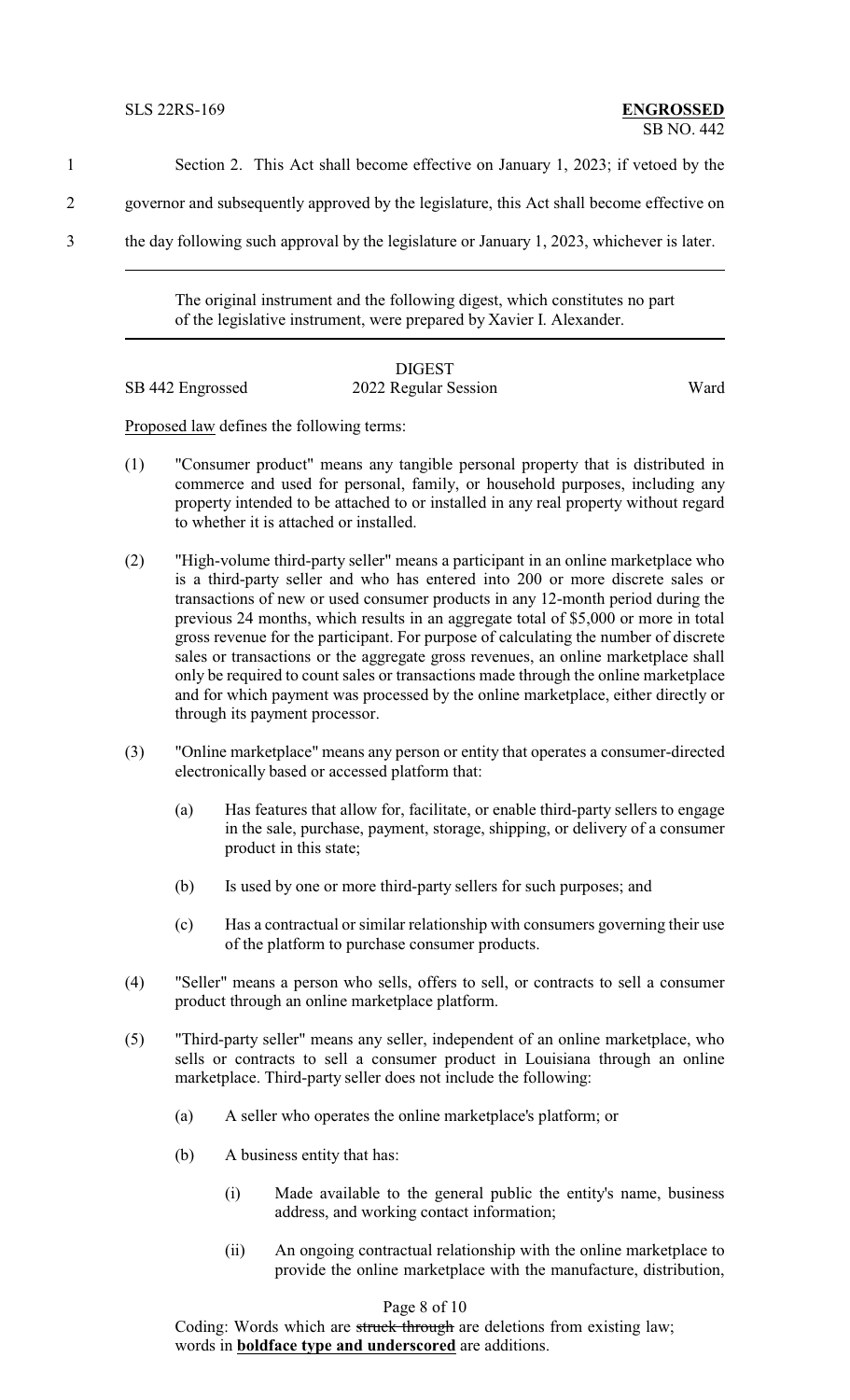Section 2. This Act shall become effective on January 1, 2023; if vetoed by the governor and subsequently approved by the legislature, this Act shall become effective on the day following such approval by the legislature or January 1, 2023, whichever is later.

---

The original instrument and the following digest, which constitutes no part of the legislative instrument, were prepared by Xavier I. Alexander.

---

DIGEST

SB 442 Engrossed — 2022 Regular Session — Ward

Proposed law defines the following terms:

(1) "Consumer product" means any tangible personal property that is distributed in commerce and used for personal, family, or household purposes, including any property intended to be attached to or installed in any real property without regard to whether it is attached or installed.

(2) "High-volume third-party seller" means a participant in an online marketplace who is a third-party seller and who has entered into 200 or more discrete sales or transactions of new or used consumer products in any 12-month period during the previous 24 months, which results in an aggregate total of $5,000 or more in total gross revenue for the participant. For purpose of calculating the number of discrete sales or transactions or the aggregate gross revenues, an online marketplace shall only be required to count sales or transactions made through the online marketplace and for which payment was processed by the online marketplace, either directly or through its payment processor.

(3) "Online marketplace" means any person or entity that operates a consumer-directed electronically based or accessed platform that:

   (a) Has features that allow for, facilitate, or enable third-party sellers to engage in the sale, purchase, payment, storage, shipping, or delivery of a consumer product in this state;

   (b) Is used by one or more third-party sellers for such purposes; and

   (c) Has a contractual or similar relationship with consumers governing their use of the platform to purchase consumer products.

(4) "Seller" means a person who sells, offers to sell, or contracts to sell a consumer product through an online marketplace platform.

(5) "Third-party seller" means any seller, independent of an online marketplace, who sells or contracts to sell a consumer product in Louisiana through an online marketplace. Third-party seller does not include the following:

   (a) A seller who operates the online marketplace's platform; or

   (b) A business entity that has:

      (i) Made available to the general public the entity's name, business address, and working contact information;

      (ii) An ongoing contractual relationship with the online marketplace to provide the online marketplace with the manufacture, distribution,

Coding: Words which are ~~struck through~~ are deletions from existing law; words in **<u>boldface type and underscored</u>** are additions.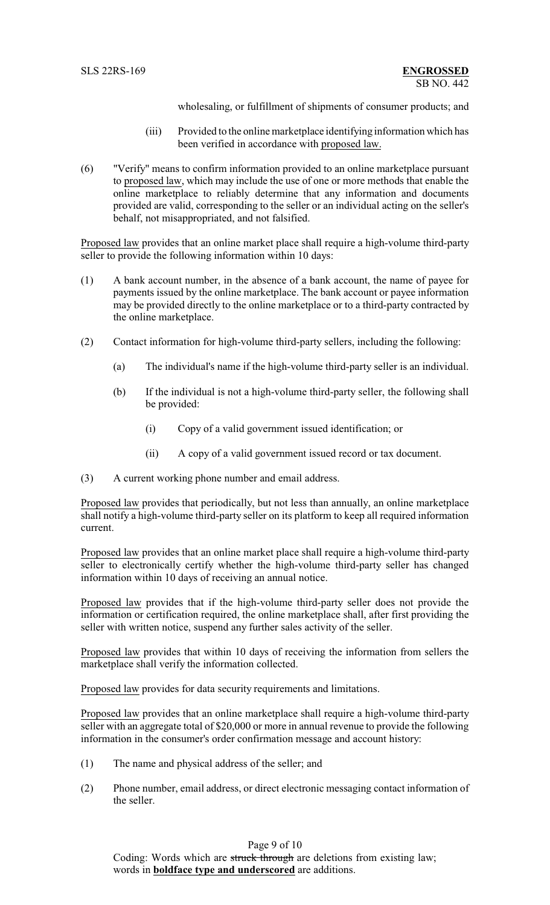wholesaling, or fulfillment of shipments of consumer products; and

(iii) Provided to the online marketplace identifying information which has been verified in accordance with proposed law.

(6) "Verify" means to confirm information provided to an online marketplace pursuant to proposed law, which may include the use of one or more methods that enable the online marketplace to reliably determine that any information and documents provided are valid, corresponding to the seller or an individual acting on the seller's behalf, not misappropriated, and not falsified.

Proposed law provides that an online market place shall require a high-volume third-party seller to provide the following information within 10 days:

(1) A bank account number, in the absence of a bank account, the name of payee for payments issued by the online marketplace. The bank account or payee information may be provided directly to the online marketplace or to a third-party contracted by the online marketplace.

(2) Contact information for high-volume third-party sellers, including the following:

(a) The individual's name if the high-volume third-party seller is an individual.

(b) If the individual is not a high-volume third-party seller, the following shall be provided:

(i) Copy of a valid government issued identification; or

(ii) A copy of a valid government issued record or tax document.

(3) A current working phone number and email address.

Proposed law provides that periodically, but not less than annually, an online marketplace shall notify a high-volume third-party seller on its platform to keep all required information current.

Proposed law provides that an online market place shall require a high-volume third-party seller to electronically certify whether the high-volume third-party seller has changed information within 10 days of receiving an annual notice.

Proposed law provides that if the high-volume third-party seller does not provide the information or certification required, the online marketplace shall, after first providing the seller with written notice, suspend any further sales activity of the seller.

Proposed law provides that within 10 days of receiving the information from sellers the marketplace shall verify the information collected.

Proposed law provides for data security requirements and limitations.

Proposed law provides that an online marketplace shall require a high-volume third-party seller with an aggregate total of $20,000 or more in annual revenue to provide the following information in the consumer's order confirmation message and account history:

(1) The name and physical address of the seller; and

(2) Phone number, email address, or direct electronic messaging contact information of the seller.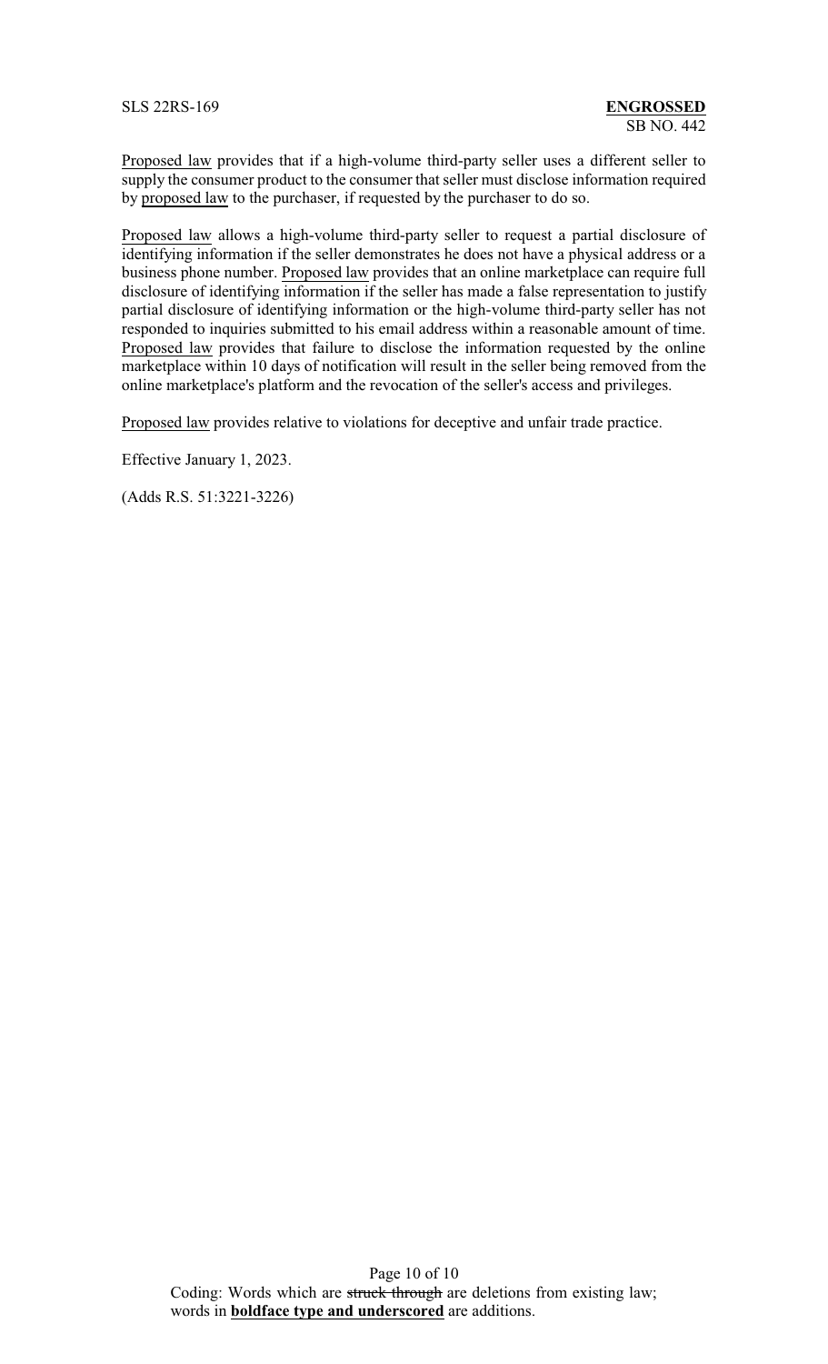Proposed law provides that if a high-volume third-party seller uses a different seller to supply the consumer product to the consumer that seller must disclose information required by proposed law to the purchaser, if requested by the purchaser to do so.

Proposed law allows a high-volume third-party seller to request a partial disclosure of identifying information if the seller demonstrates he does not have a physical address or a business phone number. Proposed law provides that an online marketplace can require full disclosure of identifying information if the seller has made a false representation to justify partial disclosure of identifying information or the high-volume third-party seller has not responded to inquiries submitted to his email address within a reasonable amount of time. Proposed law provides that failure to disclose the information requested by the online marketplace within 10 days of notification will result in the seller being removed from the online marketplace's platform and the revocation of the seller's access and privileges.

Proposed law provides relative to violations for deceptive and unfair trade practice.

Effective January 1, 2023.

(Adds R.S. 51:3221-3226)